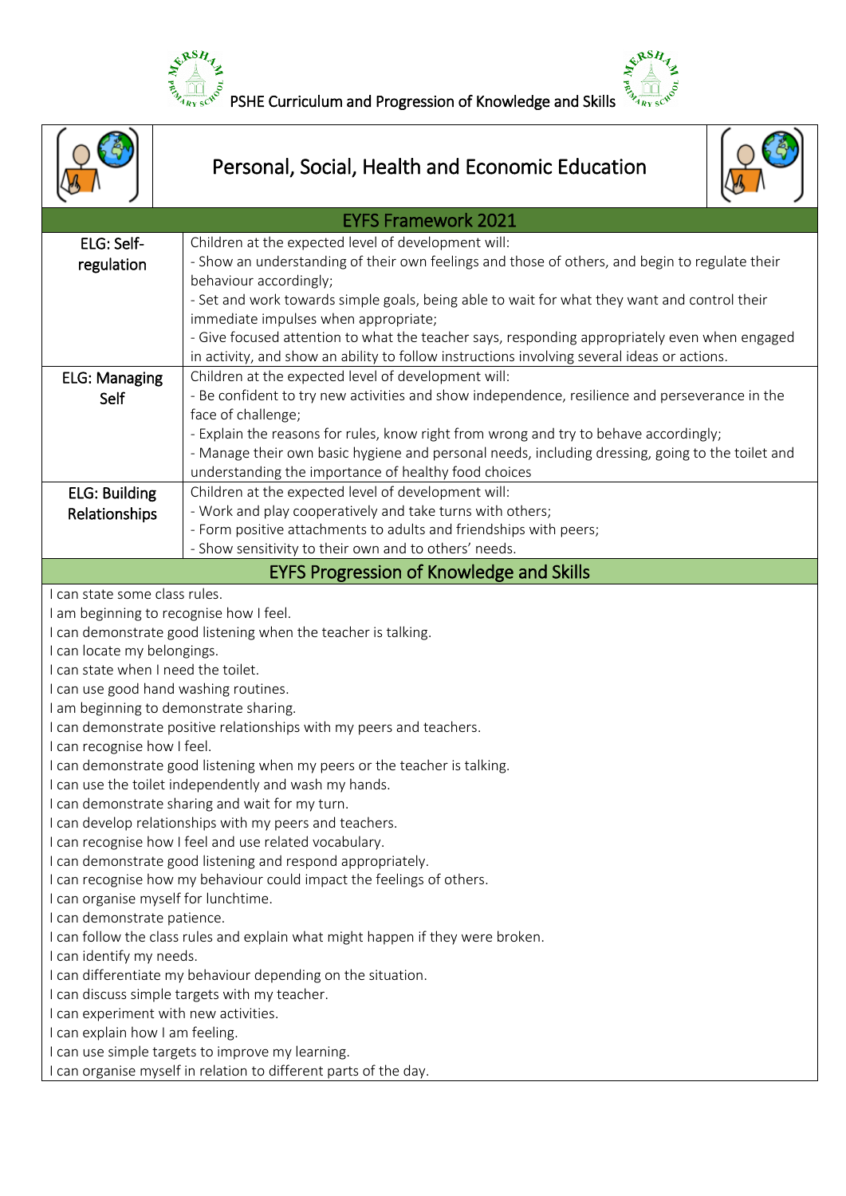PSHE Curriculum and Progression of Knowledge and Skills

# Personal, Social, Health and Economic Education

## EYFS Framework 2021

| | |
|---|---|
| ELG: Self-regulation | Children at the expected level of development will:<br>- Show an understanding of their own feelings and those of others, and begin to regulate their behaviour accordingly;<br>- Set and work towards simple goals, being able to wait for what they want and control their immediate impulses when appropriate;<br>- Give focused attention to what the teacher says, responding appropriately even when engaged in activity, and show an ability to follow instructions involving several ideas or actions. |
| ELG: Managing Self | Children at the expected level of development will:<br>- Be confident to try new activities and show independence, resilience and perseverance in the face of challenge;<br>- Explain the reasons for rules, know right from wrong and try to behave accordingly;<br>- Manage their own basic hygiene and personal needs, including dressing, going to the toilet and understanding the importance of healthy food choices |
| ELG: Building Relationships | Children at the expected level of development will:<br>- Work and play cooperatively and take turns with others;<br>- Form positive attachments to adults and friendships with peers;<br>- Show sensitivity to their own and to others' needs. |

## EYFS Progression of Knowledge and Skills

I can state some class rules.
I am beginning to recognise how I feel.
I can demonstrate good listening when the teacher is talking.
I can locate my belongings.
I can state when I need the toilet.
I can use good hand washing routines.
I am beginning to demonstrate sharing.
I can demonstrate positive relationships with my peers and teachers.
I can recognise how I feel.
I can demonstrate good listening when my peers or the teacher is talking.
I can use the toilet independently and wash my hands.
I can demonstrate sharing and wait for my turn.
I can develop relationships with my peers and teachers.
I can recognise how I feel and use related vocabulary.
I can demonstrate good listening and respond appropriately.
I can recognise how my behaviour could impact the feelings of others.
I can organise myself for lunchtime.
I can demonstrate patience.
I can follow the class rules and explain what might happen if they were broken.
I can identify my needs.
I can differentiate my behaviour depending on the situation.
I can discuss simple targets with my teacher.
I can experiment with new activities.
I can explain how I am feeling.
I can use simple targets to improve my learning.
I can organise myself in relation to different parts of the day.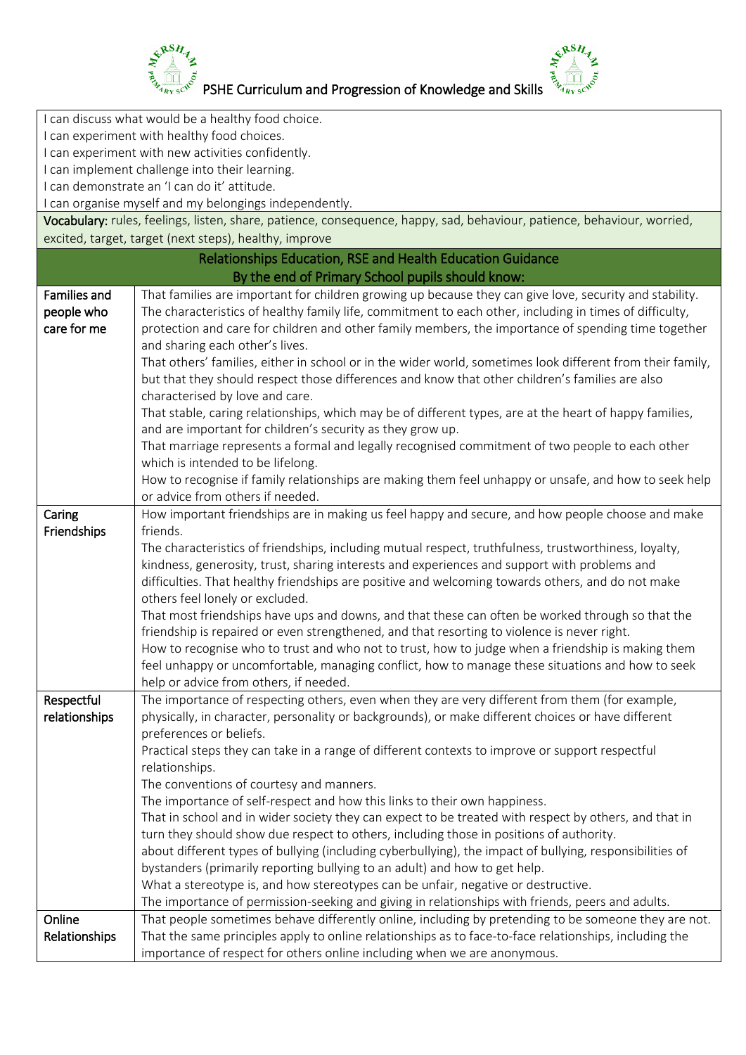I can discuss what would be a healthy food choice.
I can experiment with healthy food choices.
I can experiment with new activities confidently.
I can implement challenge into their learning.
I can demonstrate an 'I can do it' attitude.
I can organise myself and my belongings independently.

**Vocabulary:** rules, feelings, listen, share, patience, consequence, happy, sad, behaviour, patience, behaviour, worried, excited, target, target (next steps), healthy, improve

| Relationships Education, RSE and Health Education Guidance<br>By the end of Primary School pupils should know: | |
|---|---|
| Families and people who care for me | That families are important for children growing up because they can give love, security and stability.<br>The characteristics of healthy family life, commitment to each other, including in times of difficulty, protection and care for children and other family members, the importance of spending time together and sharing each other's lives.<br>That others' families, either in school or in the wider world, sometimes look different from their family, but that they should respect those differences and know that other children's families are also characterised by love and care.<br>That stable, caring relationships, which may be of different types, are at the heart of happy families, and are important for children's security as they grow up.<br>That marriage represents a formal and legally recognised commitment of two people to each other which is intended to be lifelong.<br>How to recognise if family relationships are making them feel unhappy or unsafe, and how to seek help or advice from others if needed. |
| Caring Friendships | How important friendships are in making us feel happy and secure, and how people choose and make friends.<br>The characteristics of friendships, including mutual respect, truthfulness, trustworthiness, loyalty, kindness, generosity, trust, sharing interests and experiences and support with problems and difficulties. That healthy friendships are positive and welcoming towards others, and do not make others feel lonely or excluded.<br>That most friendships have ups and downs, and that these can often be worked through so that the friendship is repaired or even strengthened, and that resorting to violence is never right.<br>How to recognise who to trust and who not to trust, how to judge when a friendship is making them feel unhappy or uncomfortable, managing conflict, how to manage these situations and how to seek help or advice from others, if needed. |
| Respectful relationships | The importance of respecting others, even when they are very different from them (for example, physically, in character, personality or backgrounds), or make different choices or have different preferences or beliefs.<br>Practical steps they can take in a range of different contexts to improve or support respectful relationships.<br>The conventions of courtesy and manners.<br>The importance of self-respect and how this links to their own happiness.<br>That in school and in wider society they can expect to be treated with respect by others, and that in turn they should show due respect to others, including those in positions of authority.<br>about different types of bullying (including cyberbullying), the impact of bullying, responsibilities of bystanders (primarily reporting bullying to an adult) and how to get help.<br>What a stereotype is, and how stereotypes can be unfair, negative or destructive.<br>The importance of permission-seeking and giving in relationships with friends, peers and adults. |
| Online Relationships | That people sometimes behave differently online, including by pretending to be someone they are not.<br>That the same principles apply to online relationships as to face-to-face relationships, including the importance of respect for others online including when we are anonymous. |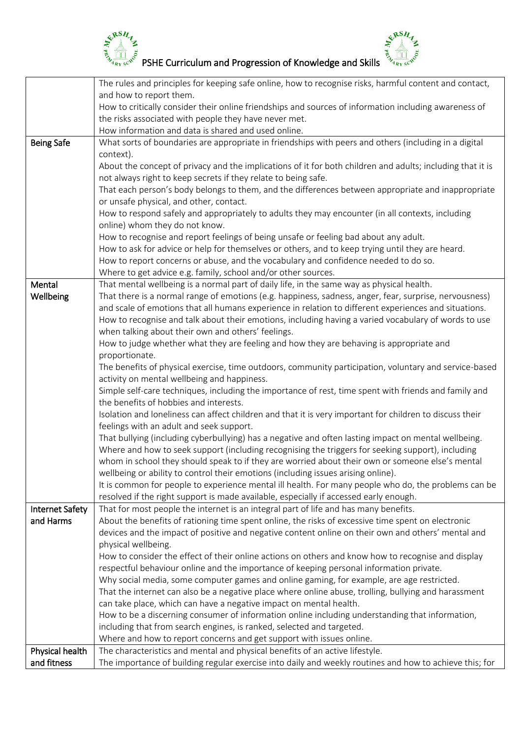| | |
|---|---|
| | The rules and principles for keeping safe online, how to recognise risks, harmful content and contact, and how to report them.<br>How to critically consider their online friendships and sources of information including awareness of the risks associated with people they have never met.<br>How information and data is shared and used online. |
| Being Safe | What sorts of boundaries are appropriate in friendships with peers and others (including in a digital context).<br>About the concept of privacy and the implications of it for both children and adults; including that it is not always right to keep secrets if they relate to being safe.<br>That each person's body belongs to them, and the differences between appropriate and inappropriate or unsafe physical, and other, contact.<br>How to respond safely and appropriately to adults they may encounter (in all contexts, including online) whom they do not know.<br>How to recognise and report feelings of being unsafe or feeling bad about any adult.<br>How to ask for advice or help for themselves or others, and to keep trying until they are heard.<br>How to report concerns or abuse, and the vocabulary and confidence needed to do so.<br>Where to get advice e.g. family, school and/or other sources. |
| Mental Wellbeing | That mental wellbeing is a normal part of daily life, in the same way as physical health.<br>That there is a normal range of emotions (e.g. happiness, sadness, anger, fear, surprise, nervousness) and scale of emotions that all humans experience in relation to different experiences and situations.<br>How to recognise and talk about their emotions, including having a varied vocabulary of words to use when talking about their own and others' feelings.<br>How to judge whether what they are feeling and how they are behaving is appropriate and proportionate.<br>The benefits of physical exercise, time outdoors, community participation, voluntary and service-based activity on mental wellbeing and happiness.<br>Simple self-care techniques, including the importance of rest, time spent with friends and family and the benefits of hobbies and interests.<br>Isolation and loneliness can affect children and that it is very important for children to discuss their feelings with an adult and seek support.<br>That bullying (including cyberbullying) has a negative and often lasting impact on mental wellbeing.<br>Where and how to seek support (including recognising the triggers for seeking support), including whom in school they should speak to if they are worried about their own or someone else's mental wellbeing or ability to control their emotions (including issues arising online).<br>It is common for people to experience mental ill health. For many people who do, the problems can be resolved if the right support is made available, especially if accessed early enough. |
| Internet Safety and Harms | That for most people the internet is an integral part of life and has many benefits.<br>About the benefits of rationing time spent online, the risks of excessive time spent on electronic devices and the impact of positive and negative content online on their own and others' mental and physical wellbeing.<br>How to consider the effect of their online actions on others and know how to recognise and display respectful behaviour online and the importance of keeping personal information private.<br>Why social media, some computer games and online gaming, for example, are age restricted.<br>That the internet can also be a negative place where online abuse, trolling, bullying and harassment can take place, which can have a negative impact on mental health.<br>How to be a discerning consumer of information online including understanding that information, including that from search engines, is ranked, selected and targeted.<br>Where and how to report concerns and get support with issues online. |
| Physical health and fitness | The characteristics and mental and physical benefits of an active lifestyle.<br>The importance of building regular exercise into daily and weekly routines and how to achieve this; for |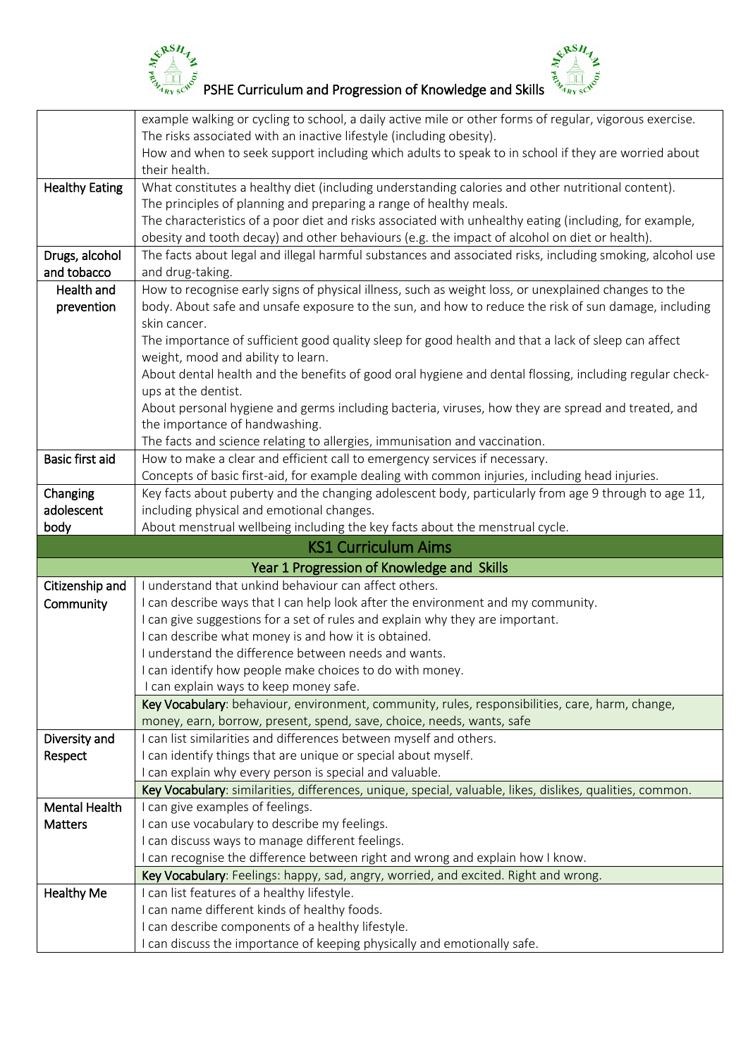| | |
|---|---|
| | example walking or cycling to school, a daily active mile or other forms of regular, vigorous exercise.<br>The risks associated with an inactive lifestyle (including obesity).<br>How and when to seek support including which adults to speak to in school if they are worried about their health. |
| Healthy Eating | What constitutes a healthy diet (including understanding calories and other nutritional content).<br>The principles of planning and preparing a range of healthy meals.<br>The characteristics of a poor diet and risks associated with unhealthy eating (including, for example, obesity and tooth decay) and other behaviours (e.g. the impact of alcohol on diet or health). |
| Drugs, alcohol and tobacco | The facts about legal and illegal harmful substances and associated risks, including smoking, alcohol use and drug-taking. |
| Health and prevention | How to recognise early signs of physical illness, such as weight loss, or unexplained changes to the body. About safe and unsafe exposure to the sun, and how to reduce the risk of sun damage, including skin cancer.<br>The importance of sufficient good quality sleep for good health and that a lack of sleep can affect weight, mood and ability to learn.<br>About dental health and the benefits of good oral hygiene and dental flossing, including regular check-ups at the dentist.<br>About personal hygiene and germs including bacteria, viruses, how they are spread and treated, and the importance of handwashing.<br>The facts and science relating to allergies, immunisation and vaccination. |
| Basic first aid | How to make a clear and efficient call to emergency services if necessary.<br>Concepts of basic first-aid, for example dealing with common injuries, including head injuries. |
| Changing adolescent body | Key facts about puberty and the changing adolescent body, particularly from age 9 through to age 11, including physical and emotional changes.<br>About menstrual wellbeing including the key facts about the menstrual cycle. |
| **KS1 Curriculum Aims** | |
| **Year 1 Progression of Knowledge and Skills** | |
| Citizenship and Community | I understand that unkind behaviour can affect others.<br>I can describe ways that I can help look after the environment and my community.<br>I can give suggestions for a set of rules and explain why they are important.<br>I can describe what money is and how it is obtained.<br>I understand the difference between needs and wants.<br>I can identify how people make choices to do with money.<br>I can explain ways to keep money safe. |
| | **Key Vocabulary**: behaviour, environment, community, rules, responsibilities, care, harm, change, money, earn, borrow, present, spend, save, choice, needs, wants, safe |
| Diversity and Respect | I can list similarities and differences between myself and others.<br>I can identify things that are unique or special about myself.<br>I can explain why every person is special and valuable. |
| | **Key Vocabulary**: similarities, differences, unique, special, valuable, likes, dislikes, qualities, common. |
| Mental Health Matters | I can give examples of feelings.<br>I can use vocabulary to describe my feelings.<br>I can discuss ways to manage different feelings.<br>I can recognise the difference between right and wrong and explain how I know. |
| | **Key Vocabulary**: Feelings: happy, sad, angry, worried, and excited. Right and wrong. |
| Healthy Me | I can list features of a healthy lifestyle.<br>I can name different kinds of healthy foods.<br>I can describe components of a healthy lifestyle.<br>I can discuss the importance of keeping physically and emotionally safe. |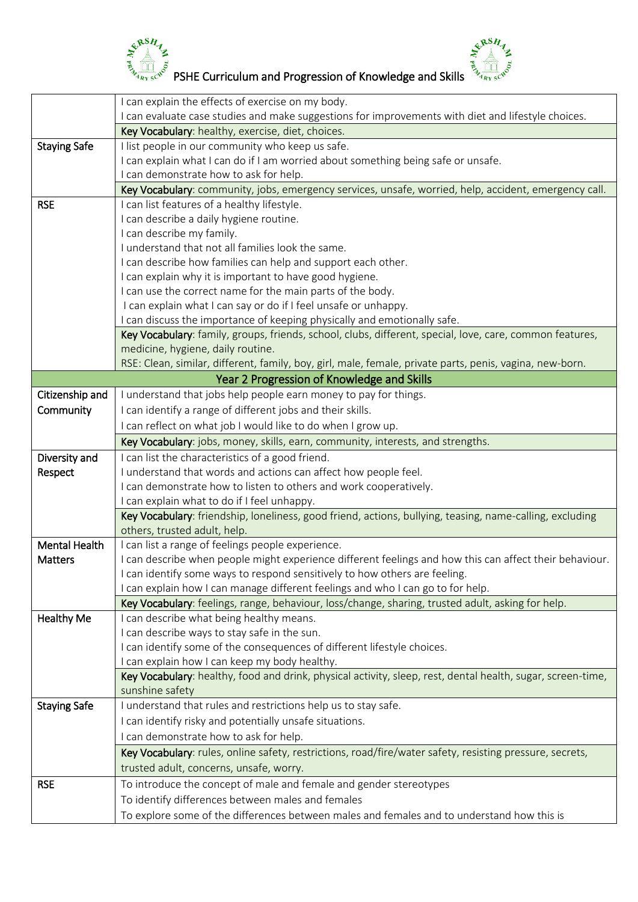| | |
|---|---|
| | I can explain the effects of exercise on my body.<br>I can evaluate case studies and make suggestions for improvements with diet and lifestyle choices. |
| | **Key Vocabulary**: healthy, exercise, diet, choices. |
| Staying Safe | I list people in our community who keep us safe.<br>I can explain what I can do if I am worried about something being safe or unsafe.<br>I can demonstrate how to ask for help. |
| | **Key Vocabulary**: community, jobs, emergency services, unsafe, worried, help, accident, emergency call. |
| RSE | I can list features of a healthy lifestyle.<br>I can describe a daily hygiene routine.<br>I can describe my family.<br>I understand that not all families look the same.<br>I can describe how families can help and support each other.<br>I can explain why it is important to have good hygiene.<br>I can use the correct name for the main parts of the body.<br>I can explain what I can say or do if I feel unsafe or unhappy.<br>I can discuss the importance of keeping physically and emotionally safe. |
| | **Key Vocabulary**: family, groups, friends, school, clubs, different, special, love, care, common features, medicine, hygiene, daily routine.<br>RSE: Clean, similar, different, family, boy, girl, male, female, private parts, penis, vagina, new-born. |
| **Year 2 Progression of Knowledge and Skills** | |
| Citizenship and Community | I understand that jobs help people earn money to pay for things.<br>I can identify a range of different jobs and their skills.<br>I can reflect on what job I would like to do when I grow up. |
| | **Key Vocabulary**: jobs, money, skills, earn, community, interests, and strengths. |
| Diversity and Respect | I can list the characteristics of a good friend.<br>I understand that words and actions can affect how people feel.<br>I can demonstrate how to listen to others and work cooperatively.<br>I can explain what to do if I feel unhappy. |
| | **Key Vocabulary**: friendship, loneliness, good friend, actions, bullying, teasing, name-calling, excluding others, trusted adult, help. |
| Mental Health Matters | I can list a range of feelings people experience.<br>I can describe when people might experience different feelings and how this can affect their behaviour.<br>I can identify some ways to respond sensitively to how others are feeling.<br>I can explain how I can manage different feelings and who I can go to for help. |
| | **Key Vocabulary**: feelings, range, behaviour, loss/change, sharing, trusted adult, asking for help. |
| Healthy Me | I can describe what being healthy means.<br>I can describe ways to stay safe in the sun.<br>I can identify some of the consequences of different lifestyle choices.<br>I can explain how I can keep my body healthy. |
| | **Key Vocabulary**: healthy, food and drink, physical activity, sleep, rest, dental health, sugar, screen-time, sunshine safety |
| Staying Safe | I understand that rules and restrictions help us to stay safe.<br>I can identify risky and potentially unsafe situations.<br>I can demonstrate how to ask for help. |
| | **Key Vocabulary**: rules, online safety, restrictions, road/fire/water safety, resisting pressure, secrets, trusted adult, concerns, unsafe, worry. |
| RSE | To introduce the concept of male and female and gender stereotypes<br>To identify differences between males and females<br>To explore some of the differences between males and females and to understand how this is |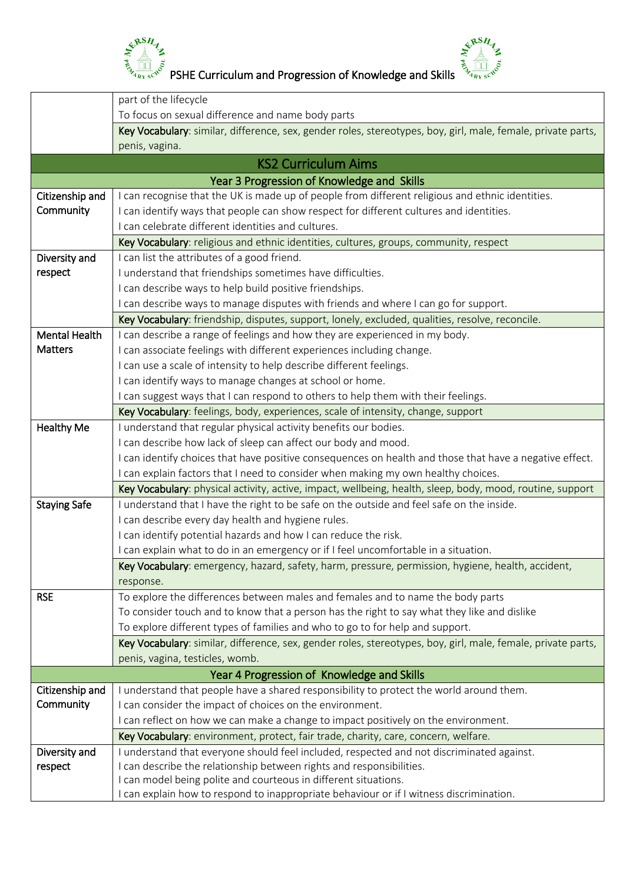| | |
|---|---|
| | part of the lifecycle<br>To focus on sexual difference and name body parts |
| | **Key Vocabulary**: similar, difference, sex, gender roles, stereotypes, boy, girl, male, female, private parts, penis, vagina. |
| **KS2 Curriculum Aims** | |
| **Year 3 Progression of Knowledge and Skills** | |
| Citizenship and Community | I can recognise that the UK is made up of people from different religious and ethnic identities.<br>I can identify ways that people can show respect for different cultures and identities.<br>I can celebrate different identities and cultures. |
| | **Key Vocabulary**: religious and ethnic identities, cultures, groups, community, respect |
| Diversity and respect | I can list the attributes of a good friend.<br>I understand that friendships sometimes have difficulties.<br>I can describe ways to help build positive friendships.<br>I can describe ways to manage disputes with friends and where I can go for support. |
| | **Key Vocabulary**: friendship, disputes, support, lonely, excluded, qualities, resolve, reconcile. |
| Mental Health Matters | I can describe a range of feelings and how they are experienced in my body.<br>I can associate feelings with different experiences including change.<br>I can use a scale of intensity to help describe different feelings.<br>I can identify ways to manage changes at school or home.<br>I can suggest ways that I can respond to others to help them with their feelings. |
| | **Key Vocabulary**: feelings, body, experiences, scale of intensity, change, support |
| Healthy Me | I understand that regular physical activity benefits our bodies.<br>I can describe how lack of sleep can affect our body and mood.<br>I can identify choices that have positive consequences on health and those that have a negative effect.<br>I can explain factors that I need to consider when making my own healthy choices. |
| | **Key Vocabulary**: physical activity, active, impact, wellbeing, health, sleep, body, mood, routine, support |
| Staying Safe | I understand that I have the right to be safe on the outside and feel safe on the inside.<br>I can describe every day health and hygiene rules.<br>I can identify potential hazards and how I can reduce the risk.<br>I can explain what to do in an emergency or if I feel uncomfortable in a situation. |
| | **Key Vocabulary**: emergency, hazard, safety, harm, pressure, permission, hygiene, health, accident, response. |
| RSE | To explore the differences between males and females and to name the body parts<br>To consider touch and to know that a person has the right to say what they like and dislike<br>To explore different types of families and who to go to for help and support. |
| | **Key Vocabulary**: similar, difference, sex, gender roles, stereotypes, boy, girl, male, female, private parts, penis, vagina, testicles, womb. |
| **Year 4 Progression of Knowledge and Skills** | |
| Citizenship and Community | I understand that people have a shared responsibility to protect the world around them.<br>I can consider the impact of choices on the environment.<br>I can reflect on how we can make a change to impact positively on the environment. |
| | **Key Vocabulary**: environment, protect, fair trade, charity, care, concern, welfare. |
| Diversity and respect | I understand that everyone should feel included, respected and not discriminated against.<br>I can describe the relationship between rights and responsibilities.<br>I can model being polite and courteous in different situations.<br>I can explain how to respond to inappropriate behaviour or if I witness discrimination. |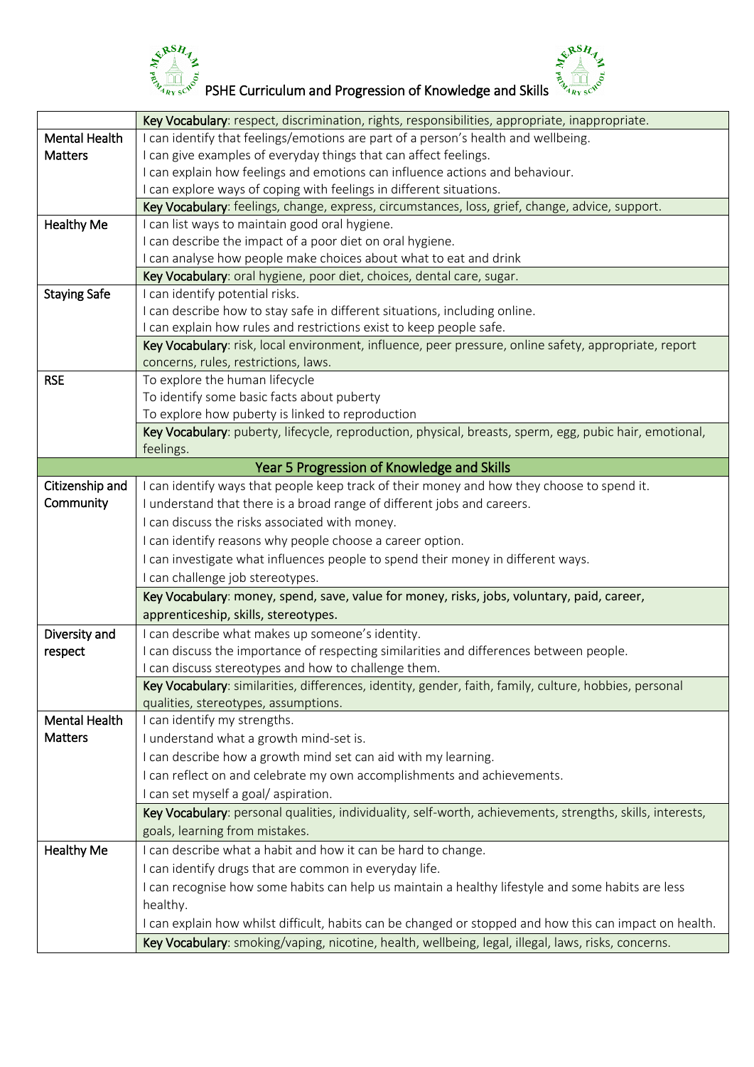# PSHE Curriculum and Progression of Knowledge and Skills

| | |
|---|---|
| | Key Vocabulary: respect, discrimination, rights, responsibilities, appropriate, inappropriate. |
| Mental Health Matters | I can identify that feelings/emotions are part of a person's health and wellbeing.<br>I can give examples of everyday things that can affect feelings.<br>I can explain how feelings and emotions can influence actions and behaviour.<br>I can explore ways of coping with feelings in different situations. |
| | Key Vocabulary: feelings, change, express, circumstances, loss, grief, change, advice, support. |
| Healthy Me | I can list ways to maintain good oral hygiene.<br>I can describe the impact of a poor diet on oral hygiene.<br>I can analyse how people make choices about what to eat and drink |
| | Key Vocabulary: oral hygiene, poor diet, choices, dental care, sugar. |
| Staying Safe | I can identify potential risks.<br>I can describe how to stay safe in different situations, including online.<br>I can explain how rules and restrictions exist to keep people safe. |
| | Key Vocabulary: risk, local environment, influence, peer pressure, online safety, appropriate, report concerns, rules, restrictions, laws. |
| RSE | To explore the human lifecycle<br>To identify some basic facts about puberty<br>To explore how puberty is linked to reproduction |
| | Key Vocabulary: puberty, lifecycle, reproduction, physical, breasts, sperm, egg, pubic hair, emotional, feelings. |
| **Year 5 Progression of Knowledge and Skills** | |
| Citizenship and Community | I can identify ways that people keep track of their money and how they choose to spend it.<br>I understand that there is a broad range of different jobs and careers.<br>I can discuss the risks associated with money.<br>I can identify reasons why people choose a career option.<br>I can investigate what influences people to spend their money in different ways.<br>I can challenge job stereotypes. |
| | Key Vocabulary: money, spend, save, value for money, risks, jobs, voluntary, paid, career, apprenticeship, skills, stereotypes. |
| Diversity and respect | I can describe what makes up someone's identity.<br>I can discuss the importance of respecting similarities and differences between people.<br>I can discuss stereotypes and how to challenge them. |
| | Key Vocabulary: similarities, differences, identity, gender, faith, family, culture, hobbies, personal qualities, stereotypes, assumptions. |
| Mental Health Matters | I can identify my strengths.<br>I understand what a growth mind-set is.<br>I can describe how a growth mind set can aid with my learning.<br>I can reflect on and celebrate my own accomplishments and achievements.<br>I can set myself a goal/ aspiration. |
| | Key Vocabulary: personal qualities, individuality, self-worth, achievements, strengths, skills, interests, goals, learning from mistakes. |
| Healthy Me | I can describe what a habit and how it can be hard to change.<br>I can identify drugs that are common in everyday life.<br>I can recognise how some habits can help us maintain a healthy lifestyle and some habits are less healthy.<br>I can explain how whilst difficult, habits can be changed or stopped and how this can impact on health. |
| | Key Vocabulary: smoking/vaping, nicotine, health, wellbeing, legal, illegal, laws, risks, concerns. |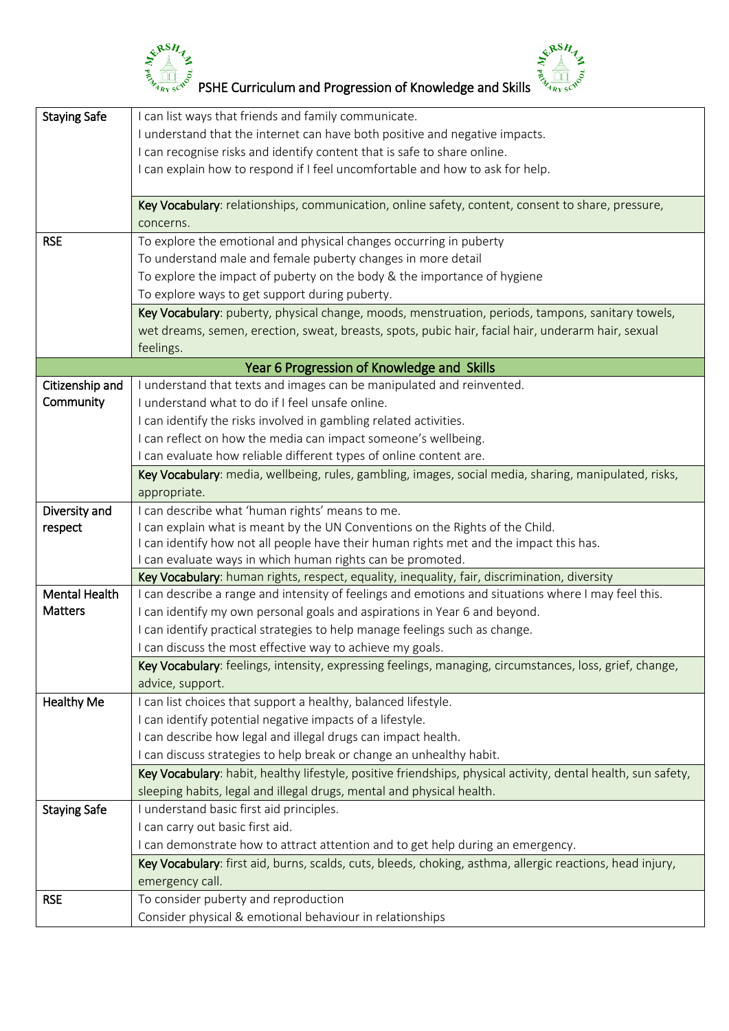# PSHE Curriculum and Progression of Knowledge and Skills

| | |
|---|---|
| Staying Safe | I can list ways that friends and family communicate.<br>I understand that the internet can have both positive and negative impacts.<br>I can recognise risks and identify content that is safe to share online.<br>I can explain how to respond if I feel uncomfortable and how to ask for help. |
| | **Key Vocabulary**: relationships, communication, online safety, content, consent to share, pressure, concerns. |
| RSE | To explore the emotional and physical changes occurring in puberty<br>To understand male and female puberty changes in more detail<br>To explore the impact of puberty on the body & the importance of hygiene<br>To explore ways to get support during puberty. |
| | **Key Vocabulary**: puberty, physical change, moods, menstruation, periods, tampons, sanitary towels, wet dreams, semen, erection, sweat, breasts, spots, pubic hair, facial hair, underarm hair, sexual feelings. |
| **Year 6 Progression of Knowledge and Skills** | |
| Citizenship and Community | I understand that texts and images can be manipulated and reinvented.<br>I understand what to do if I feel unsafe online.<br>I can identify the risks involved in gambling related activities.<br>I can reflect on how the media can impact someone's wellbeing.<br>I can evaluate how reliable different types of online content are. |
| | **Key Vocabulary**: media, wellbeing, rules, gambling, images, social media, sharing, manipulated, risks, appropriate. |
| Diversity and respect | I can describe what 'human rights' means to me.<br>I can explain what is meant by the UN Conventions on the Rights of the Child.<br>I can identify how not all people have their human rights met and the impact this has.<br>I can evaluate ways in which human rights can be promoted. |
| | **Key Vocabulary**: human rights, respect, equality, inequality, fair, discrimination, diversity |
| Mental Health Matters | I can describe a range and intensity of feelings and emotions and situations where I may feel this.<br>I can identify my own personal goals and aspirations in Year 6 and beyond.<br>I can identify practical strategies to help manage feelings such as change.<br>I can discuss the most effective way to achieve my goals. |
| | **Key Vocabulary**: feelings, intensity, expressing feelings, managing, circumstances, loss, grief, change, advice, support. |
| Healthy Me | I can list choices that support a healthy, balanced lifestyle.<br>I can identify potential negative impacts of a lifestyle.<br>I can describe how legal and illegal drugs can impact health.<br>I can discuss strategies to help break or change an unhealthy habit. |
| | **Key Vocabulary**: habit, healthy lifestyle, positive friendships, physical activity, dental health, sun safety, sleeping habits, legal and illegal drugs, mental and physical health. |
| Staying Safe | I understand basic first aid principles.<br>I can carry out basic first aid.<br>I can demonstrate how to attract attention and to get help during an emergency. |
| | **Key Vocabulary**: first aid, burns, scalds, cuts, bleeds, choking, asthma, allergic reactions, head injury, emergency call. |
| RSE | To consider puberty and reproduction<br>Consider physical & emotional behaviour in relationships |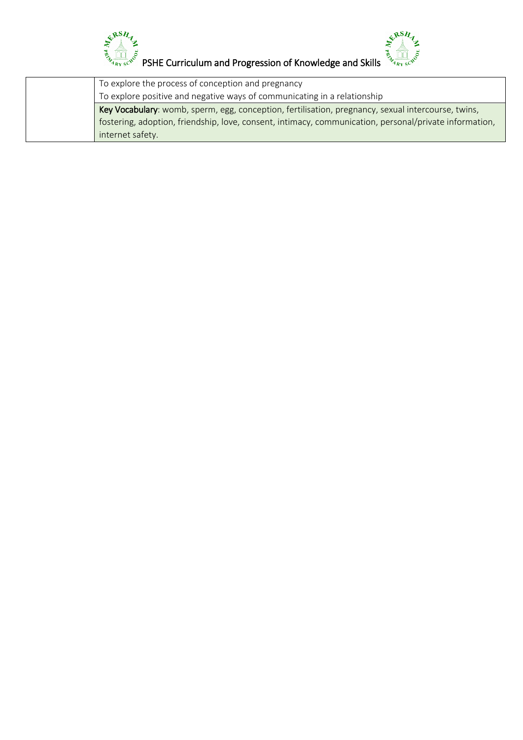| | |
|---|---|
| | To explore the process of conception and pregnancy<br>To explore positive and negative ways of communicating in a relationship |
| | **Key Vocabulary**: womb, sperm, egg, conception, fertilisation, pregnancy, sexual intercourse, twins, fostering, adoption, friendship, love, consent, intimacy, communication, personal/private information, internet safety. |